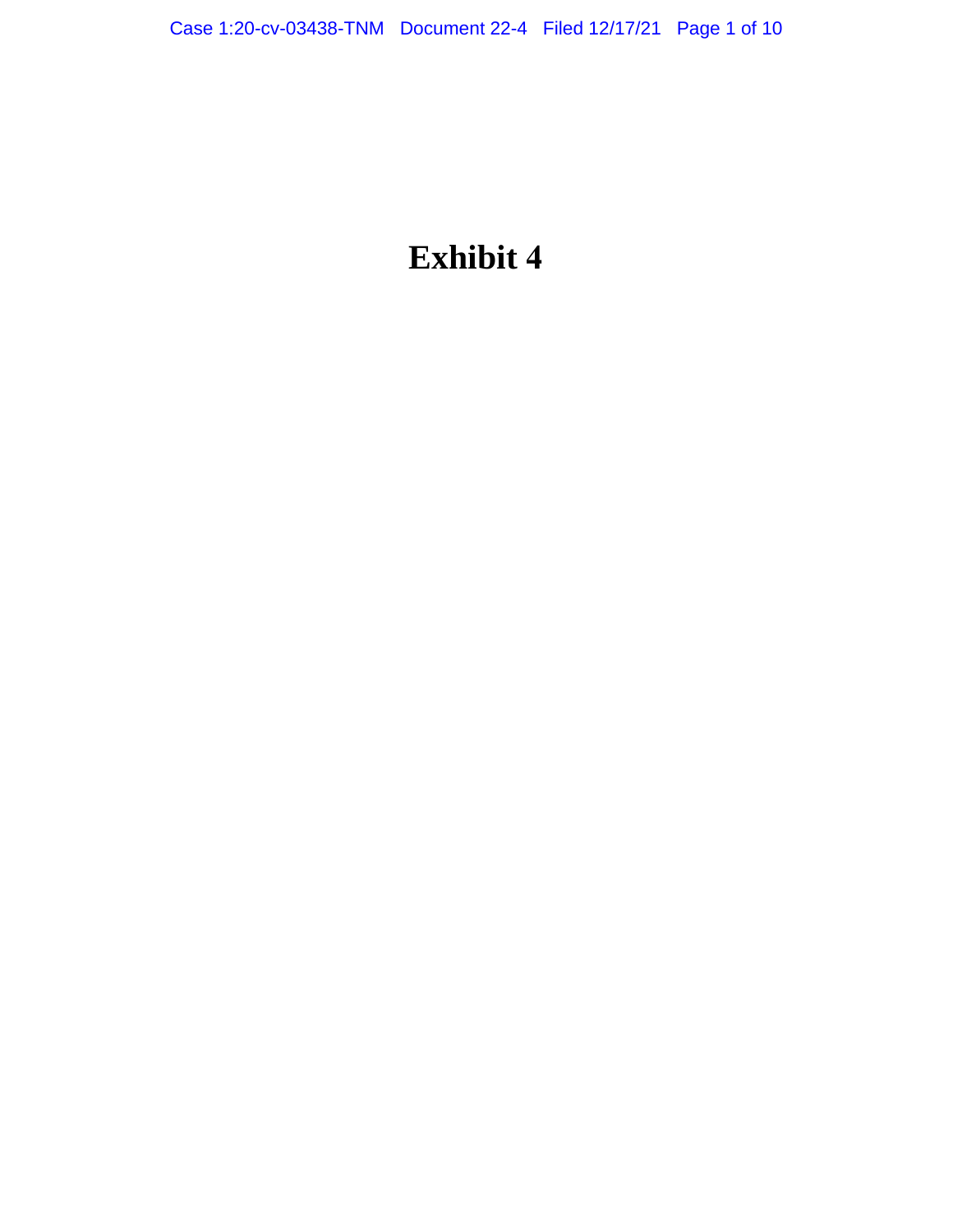# Exhibit 4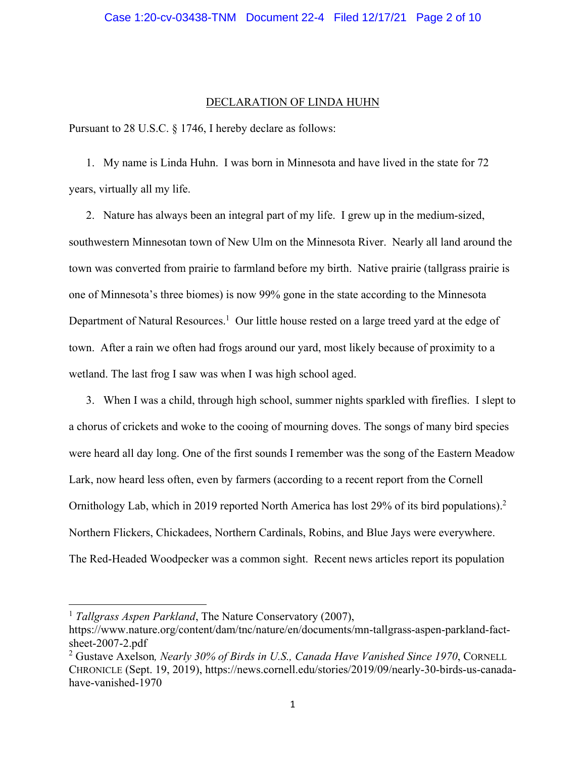## DECLARATION OF LINDA HUHN

Pursuant to 28 U.S.C. § 1746, I hereby declare as follows:

1. My name is Linda Huhn. I was born in Minnesota and have lived in the state for 72 years, virtually all my life.

2. Nature has always been an integral part of my life. I grew up in the medium-sized, southwestern Minnesotan town of New Ulm on the Minnesota River. Nearly all land around the town was converted from prairie to farmland before my birth. Native prairie (tallgrass prairie is one of Minnesota's three biomes) is now 99% gone in the state according to the Minnesota Department of Natural Resources.[1] Our little house rested on a large treed yard at the edge of town. After a rain we often had frogs around our yard, most likely because of proximity to a wetland. The last frog I saw was when I was high school aged.

3. When I was a child, through high school, summer nights sparkled with fireflies. I slept to a chorus of crickets and woke to the cooing of mourning doves. The songs of many bird species were heard all day long. One of the first sounds I remember was the song of the Eastern Meadow Lark, now heard less often, even by farmers (according to a recent report from the Cornell Ornithology Lab, which in 2019 reported North America has lost 29% of its bird populations).[2] Northern Flickers, Chickadees, Northern Cardinals, Robins, and Blue Jays were everywhere. The Red-Headed Woodpecker was a common sight. Recent news articles report its population

---

[1] *Tallgrass Aspen Parkland*, The Nature Conservatory (2007), https://www.nature.org/content/dam/tnc/nature/en/documents/mn-tallgrass-aspen-parkland-fact-sheet-2007-2.pdf

[2] Gustave Axelson*, Nearly 30% of Birds in U.S., Canada Have Vanished Since 1970*, CORNELL CHRONICLE (Sept. 19, 2019), https://news.cornell.edu/stories/2019/09/nearly-30-birds-us-canada-have-vanished-1970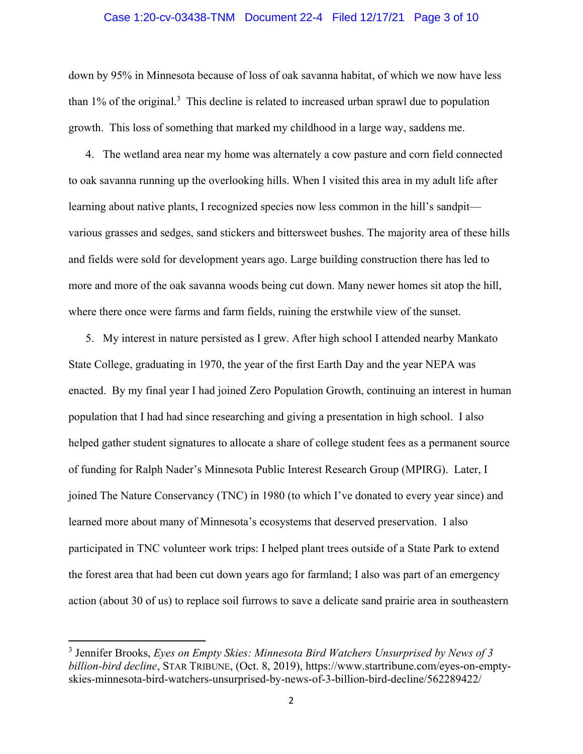down by 95% in Minnesota because of loss of oak savanna habitat, of which we now have less than 1% of the original.[3] This decline is related to increased urban sprawl due to population growth. This loss of something that marked my childhood in a large way, saddens me.

4. The wetland area near my home was alternately a cow pasture and corn field connected to oak savanna running up the overlooking hills. When I visited this area in my adult life after learning about native plants, I recognized species now less common in the hill's sandpit—various grasses and sedges, sand stickers and bittersweet bushes. The majority area of these hills and fields were sold for development years ago. Large building construction there has led to more and more of the oak savanna woods being cut down. Many newer homes sit atop the hill, where there once were farms and farm fields, ruining the erstwhile view of the sunset.

5. My interest in nature persisted as I grew. After high school I attended nearby Mankato State College, graduating in 1970, the year of the first Earth Day and the year NEPA was enacted. By my final year I had joined Zero Population Growth, continuing an interest in human population that I had had since researching and giving a presentation in high school. I also helped gather student signatures to allocate a share of college student fees as a permanent source of funding for Ralph Nader's Minnesota Public Interest Research Group (MPIRG). Later, I joined The Nature Conservancy (TNC) in 1980 (to which I've donated to every year since) and learned more about many of Minnesota's ecosystems that deserved preservation. I also participated in TNC volunteer work trips: I helped plant trees outside of a State Park to extend the forest area that had been cut down years ago for farmland; I also was part of an emergency action (about 30 of us) to replace soil furrows to save a delicate sand prairie area in southeastern

---

[3] Jennifer Brooks, *Eyes on Empty Skies: Minnesota Bird Watchers Unsurprised by News of 3 billion-bird decline*, STAR TRIBUNE, (Oct. 8, 2019), https://www.startribune.com/eyes-on-empty-skies-minnesota-bird-watchers-unsurprised-by-news-of-3-billion-bird-decline/562289422/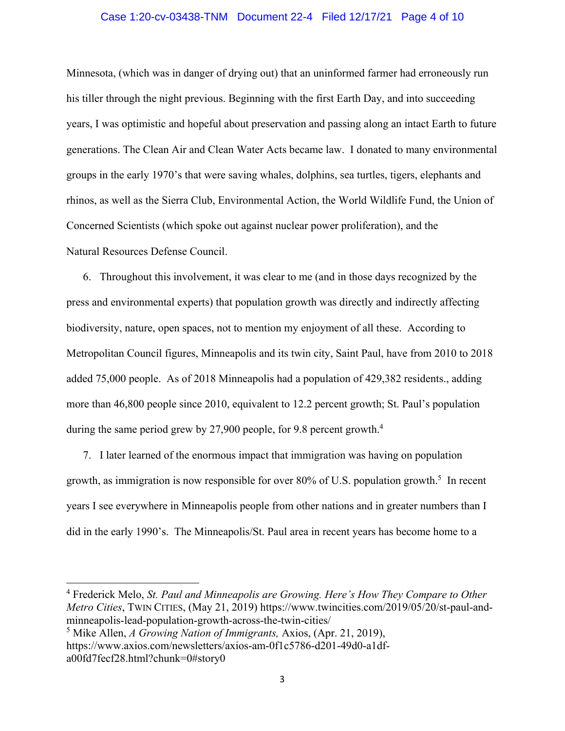Minnesota, (which was in danger of drying out) that an uninformed farmer had erroneously run his tiller through the night previous. Beginning with the first Earth Day, and into succeeding years, I was optimistic and hopeful about preservation and passing along an intact Earth to future generations. The Clean Air and Clean Water Acts became law. I donated to many environmental groups in the early 1970's that were saving whales, dolphins, sea turtles, tigers, elephants and rhinos, as well as the Sierra Club, Environmental Action, the World Wildlife Fund, the Union of Concerned Scientists (which spoke out against nuclear power proliferation), and the Natural Resources Defense Council.

6. Throughout this involvement, it was clear to me (and in those days recognized by the press and environmental experts) that population growth was directly and indirectly affecting biodiversity, nature, open spaces, not to mention my enjoyment of all these. According to Metropolitan Council figures, Minneapolis and its twin city, Saint Paul, have from 2010 to 2018 added 75,000 people. As of 2018 Minneapolis had a population of 429,382 residents., adding more than 46,800 people since 2010, equivalent to 12.2 percent growth; St. Paul's population during the same period grew by 27,900 people, for 9.8 percent growth.[4]

7. I later learned of the enormous impact that immigration was having on population growth, as immigration is now responsible for over 80% of U.S. population growth.[5] In recent years I see everywhere in Minneapolis people from other nations and in greater numbers than I did in the early 1990's. The Minneapolis/St. Paul area in recent years has become home to a

---

[4] Frederick Melo, *St. Paul and Minneapolis are Growing. Here's How They Compare to Other Metro Cities*, TWIN CITIES, (May 21, 2019) https://www.twincities.com/2019/05/20/st-paul-and-minneapolis-lead-population-growth-across-the-twin-cities/

[5] Mike Allen, *A Growing Nation of Immigrants,* Axios, (Apr. 21, 2019), https://www.axios.com/newsletters/axios-am-0f1c5786-d201-49d0-a1df-a00fd7fecf28.html?chunk=0#story0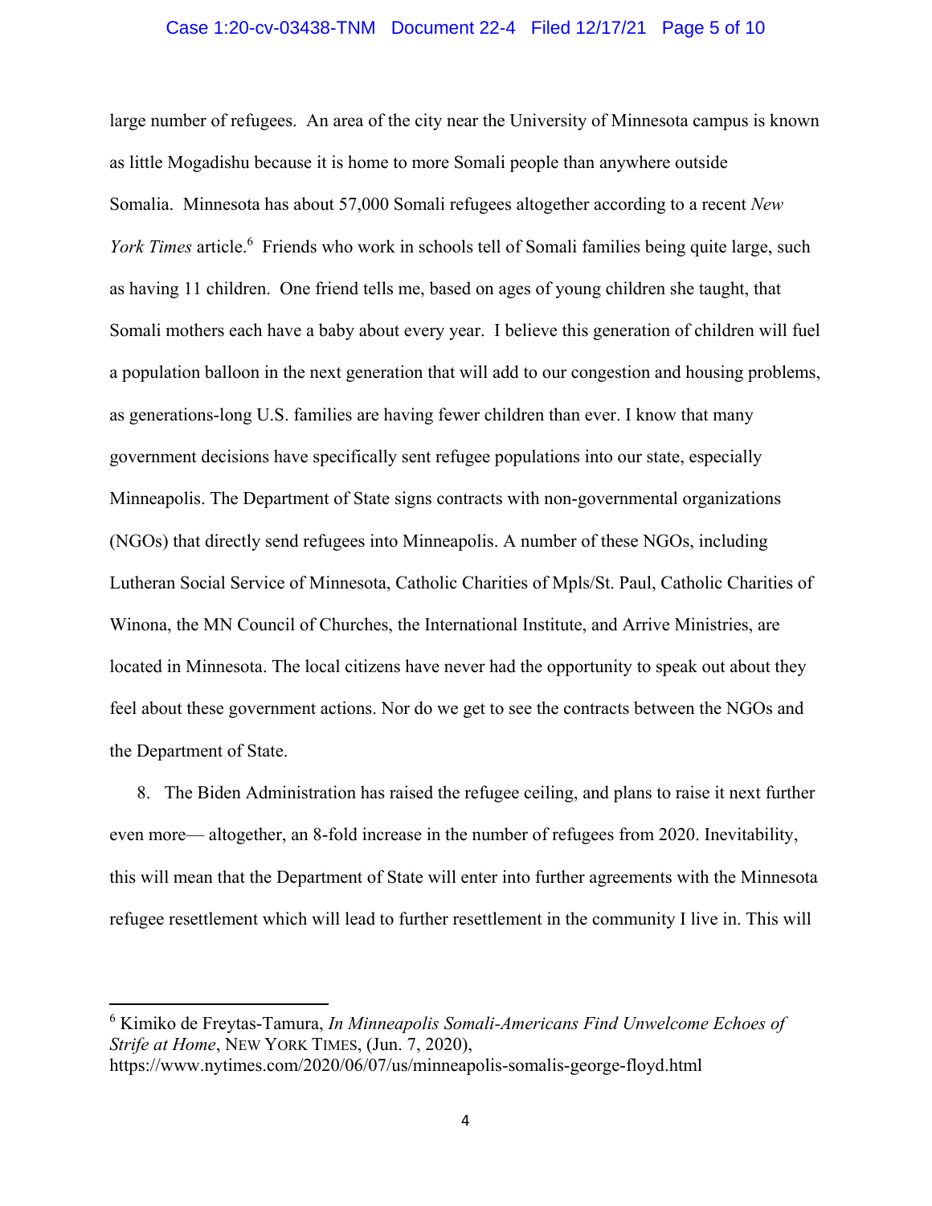large number of refugees. An area of the city near the University of Minnesota campus is known as little Mogadishu because it is home to more Somali people than anywhere outside Somalia. Minnesota has about 57,000 Somali refugees altogether according to a recent *New York Times* article.[6] Friends who work in schools tell of Somali families being quite large, such as having 11 children. One friend tells me, based on ages of young children she taught, that Somali mothers each have a baby about every year. I believe this generation of children will fuel a population balloon in the next generation that will add to our congestion and housing problems, as generations-long U.S. families are having fewer children than ever. I know that many government decisions have specifically sent refugee populations into our state, especially Minneapolis. The Department of State signs contracts with non-governmental organizations (NGOs) that directly send refugees into Minneapolis. A number of these NGOs, including Lutheran Social Service of Minnesota, Catholic Charities of Mpls/St. Paul, Catholic Charities of Winona, the MN Council of Churches, the International Institute, and Arrive Ministries, are located in Minnesota. The local citizens have never had the opportunity to speak out about they feel about these government actions. Nor do we get to see the contracts between the NGOs and the Department of State.

8. The Biden Administration has raised the refugee ceiling, and plans to raise it next further even more— altogether, an 8-fold increase in the number of refugees from 2020. Inevitability, this will mean that the Department of State will enter into further agreements with the Minnesota refugee resettlement which will lead to further resettlement in the community I live in. This will

---

[6] Kimiko de Freytas-Tamura, *In Minneapolis Somali-Americans Find Unwelcome Echoes of Strife at Home*, NEW YORK TIMES, (Jun. 7, 2020), https://www.nytimes.com/2020/06/07/us/minneapolis-somalis-george-floyd.html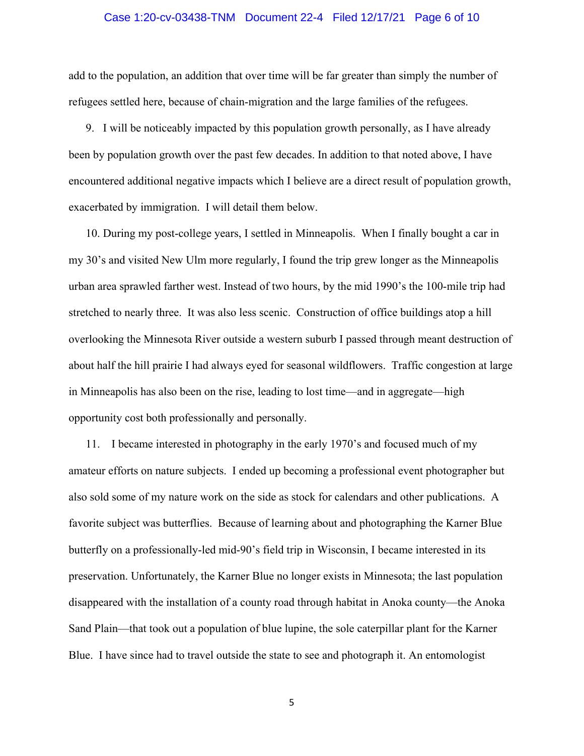add to the population, an addition that over time will be far greater than simply the number of refugees settled here, because of chain-migration and the large families of the refugees.

9. I will be noticeably impacted by this population growth personally, as I have already been by population growth over the past few decades. In addition to that noted above, I have encountered additional negative impacts which I believe are a direct result of population growth, exacerbated by immigration. I will detail them below.

10. During my post-college years, I settled in Minneapolis. When I finally bought a car in my 30's and visited New Ulm more regularly, I found the trip grew longer as the Minneapolis urban area sprawled farther west. Instead of two hours, by the mid 1990's the 100-mile trip had stretched to nearly three. It was also less scenic. Construction of office buildings atop a hill overlooking the Minnesota River outside a western suburb I passed through meant destruction of about half the hill prairie I had always eyed for seasonal wildflowers. Traffic congestion at large in Minneapolis has also been on the rise, leading to lost time—and in aggregate—high opportunity cost both professionally and personally.

11. I became interested in photography in the early 1970's and focused much of my amateur efforts on nature subjects. I ended up becoming a professional event photographer but also sold some of my nature work on the side as stock for calendars and other publications. A favorite subject was butterflies. Because of learning about and photographing the Karner Blue butterfly on a professionally-led mid-90's field trip in Wisconsin, I became interested in its preservation. Unfortunately, the Karner Blue no longer exists in Minnesota; the last population disappeared with the installation of a county road through habitat in Anoka county—the Anoka Sand Plain—that took out a population of blue lupine, the sole caterpillar plant for the Karner Blue. I have since had to travel outside the state to see and photograph it. An entomologist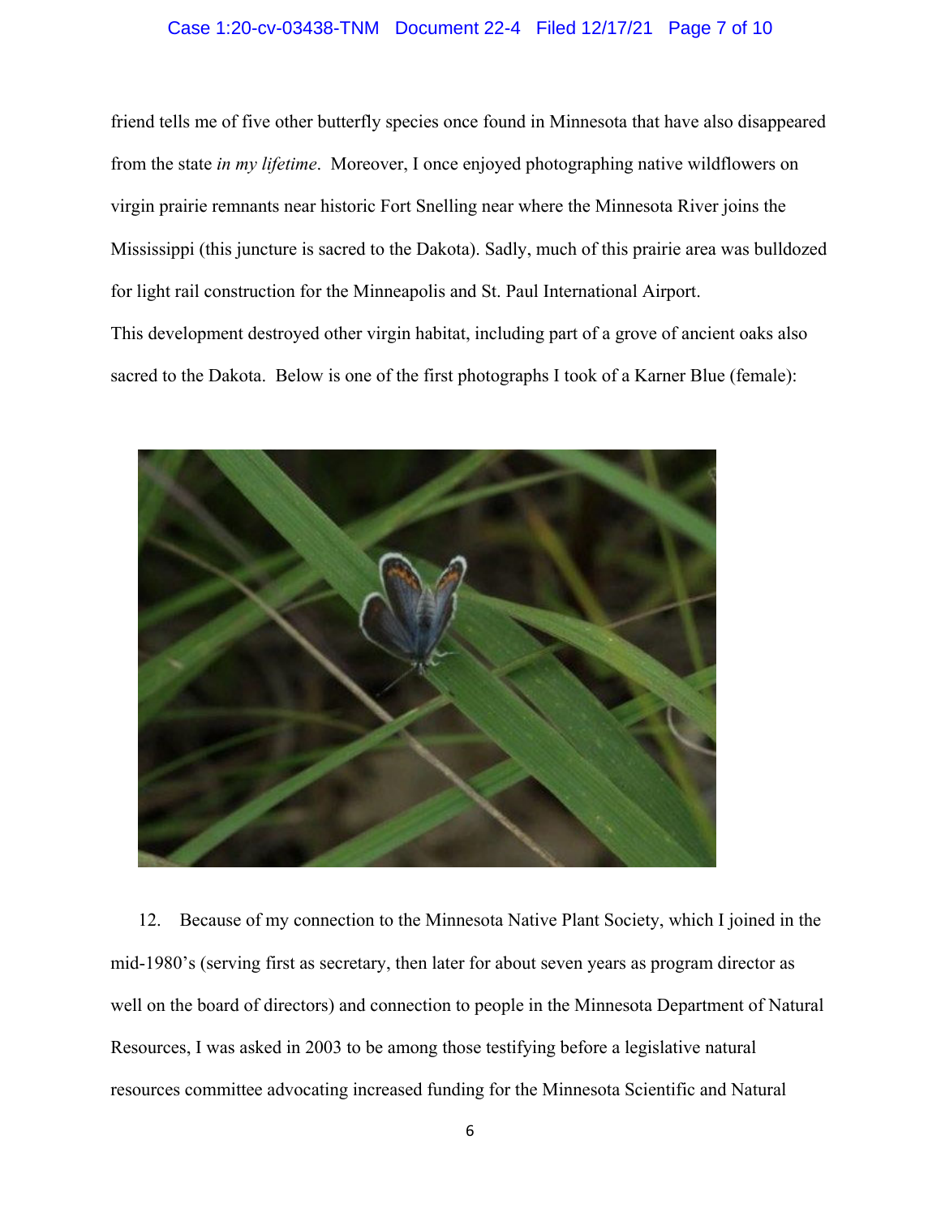friend tells me of five other butterfly species once found in Minnesota that have also disappeared from the state *in my lifetime*. Moreover, I once enjoyed photographing native wildflowers on virgin prairie remnants near historic Fort Snelling near where the Minnesota River joins the Mississippi (this juncture is sacred to the Dakota). Sadly, much of this prairie area was bulldozed for light rail construction for the Minneapolis and St. Paul International Airport.

This development destroyed other virgin habitat, including part of a grove of ancient oaks also sacred to the Dakota. Below is one of the first photographs I took of a Karner Blue (female):

12. Because of my connection to the Minnesota Native Plant Society, which I joined in the mid-1980's (serving first as secretary, then later for about seven years as program director as well on the board of directors) and connection to people in the Minnesota Department of Natural Resources, I was asked in 2003 to be among those testifying before a legislative natural resources committee advocating increased funding for the Minnesota Scientific and Natural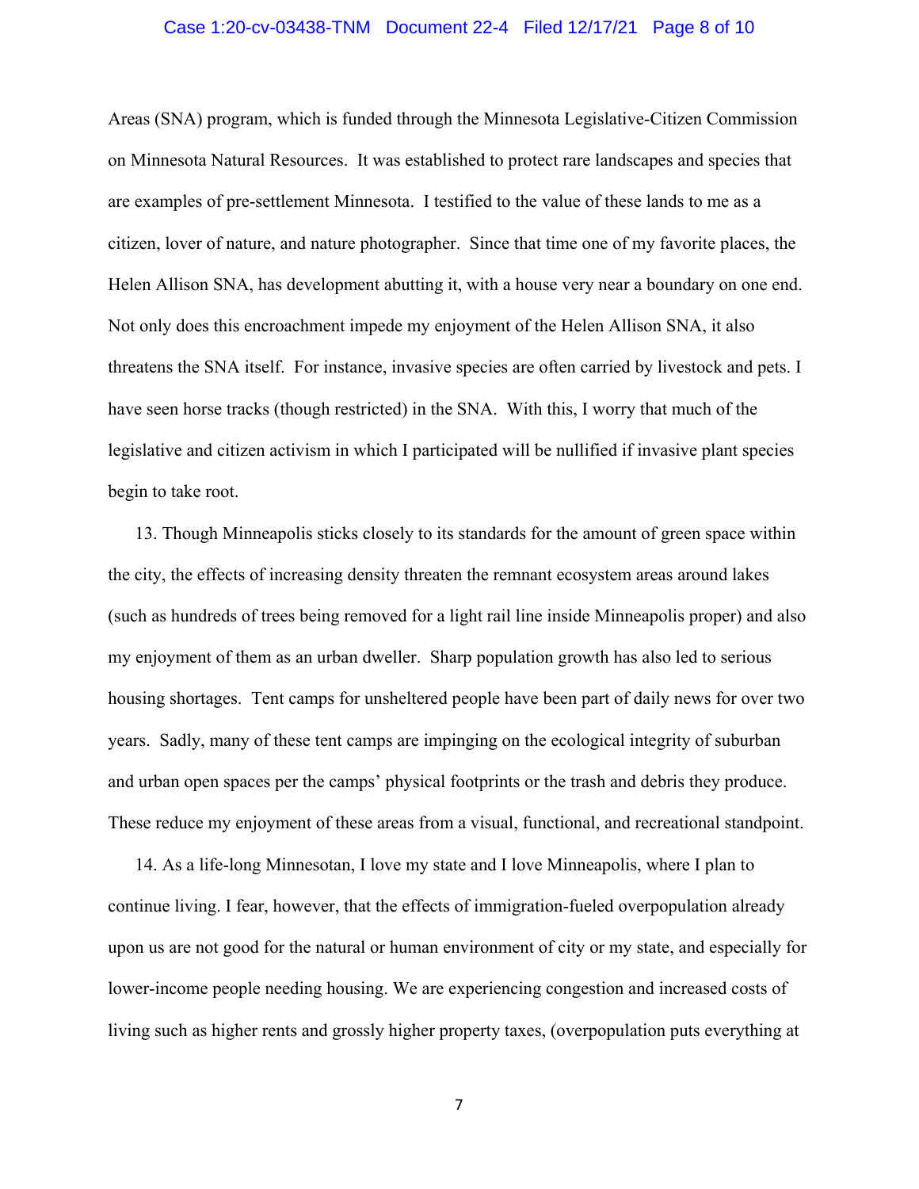Areas (SNA) program, which is funded through the Minnesota Legislative-Citizen Commission on Minnesota Natural Resources. It was established to protect rare landscapes and species that are examples of pre-settlement Minnesota. I testified to the value of these lands to me as a citizen, lover of nature, and nature photographer. Since that time one of my favorite places, the Helen Allison SNA, has development abutting it, with a house very near a boundary on one end. Not only does this encroachment impede my enjoyment of the Helen Allison SNA, it also threatens the SNA itself. For instance, invasive species are often carried by livestock and pets. I have seen horse tracks (though restricted) in the SNA. With this, I worry that much of the legislative and citizen activism in which I participated will be nullified if invasive plant species begin to take root.

13. Though Minneapolis sticks closely to its standards for the amount of green space within the city, the effects of increasing density threaten the remnant ecosystem areas around lakes (such as hundreds of trees being removed for a light rail line inside Minneapolis proper) and also my enjoyment of them as an urban dweller. Sharp population growth has also led to serious housing shortages. Tent camps for unsheltered people have been part of daily news for over two years. Sadly, many of these tent camps are impinging on the ecological integrity of suburban and urban open spaces per the camps' physical footprints or the trash and debris they produce. These reduce my enjoyment of these areas from a visual, functional, and recreational standpoint.

14. As a life-long Minnesotan, I love my state and I love Minneapolis, where I plan to continue living. I fear, however, that the effects of immigration-fueled overpopulation already upon us are not good for the natural or human environment of city or my state, and especially for lower-income people needing housing. We are experiencing congestion and increased costs of living such as higher rents and grossly higher property taxes, (overpopulation puts everything at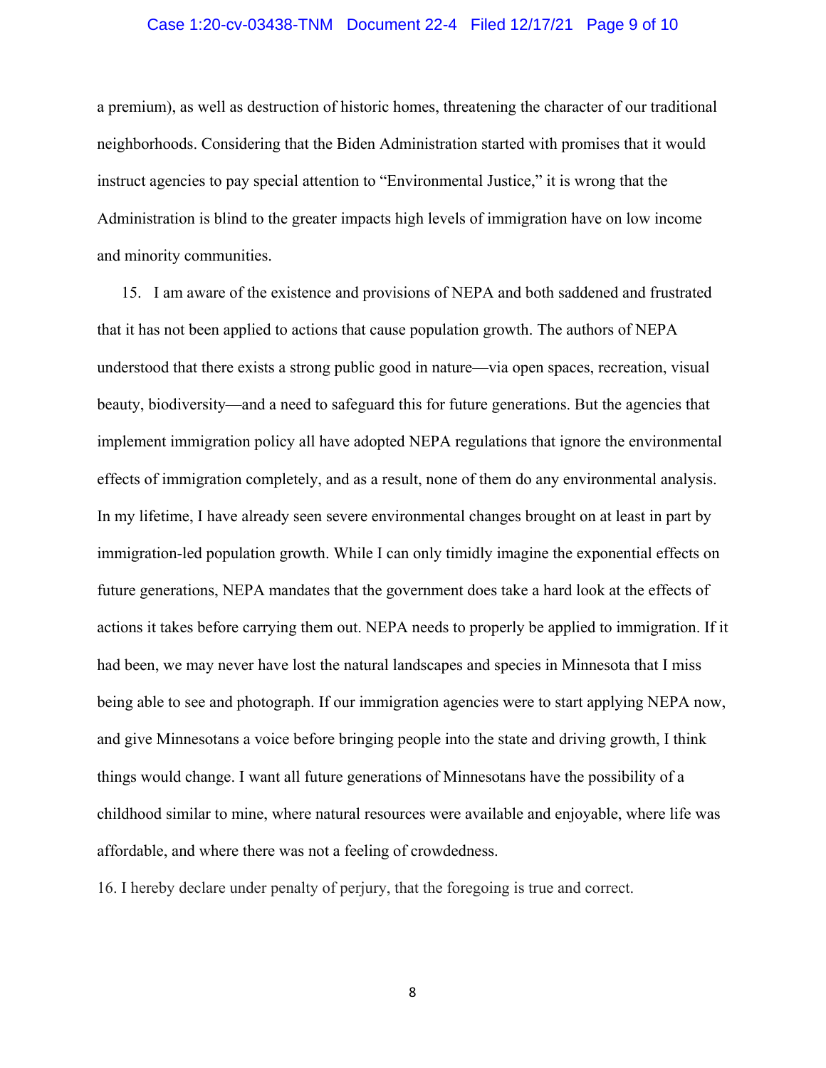a premium), as well as destruction of historic homes, threatening the character of our traditional neighborhoods. Considering that the Biden Administration started with promises that it would instruct agencies to pay special attention to "Environmental Justice," it is wrong that the Administration is blind to the greater impacts high levels of immigration have on low income and minority communities.

15. I am aware of the existence and provisions of NEPA and both saddened and frustrated that it has not been applied to actions that cause population growth. The authors of NEPA understood that there exists a strong public good in nature—via open spaces, recreation, visual beauty, biodiversity—and a need to safeguard this for future generations. But the agencies that implement immigration policy all have adopted NEPA regulations that ignore the environmental effects of immigration completely, and as a result, none of them do any environmental analysis. In my lifetime, I have already seen severe environmental changes brought on at least in part by immigration-led population growth. While I can only timidly imagine the exponential effects on future generations, NEPA mandates that the government does take a hard look at the effects of actions it takes before carrying them out. NEPA needs to properly be applied to immigration. If it had been, we may never have lost the natural landscapes and species in Minnesota that I miss being able to see and photograph. If our immigration agencies were to start applying NEPA now, and give Minnesotans a voice before bringing people into the state and driving growth, I think things would change. I want all future generations of Minnesotans have the possibility of a childhood similar to mine, where natural resources were available and enjoyable, where life was affordable, and where there was not a feeling of crowdedness.

16. I hereby declare under penalty of perjury, that the foregoing is true and correct.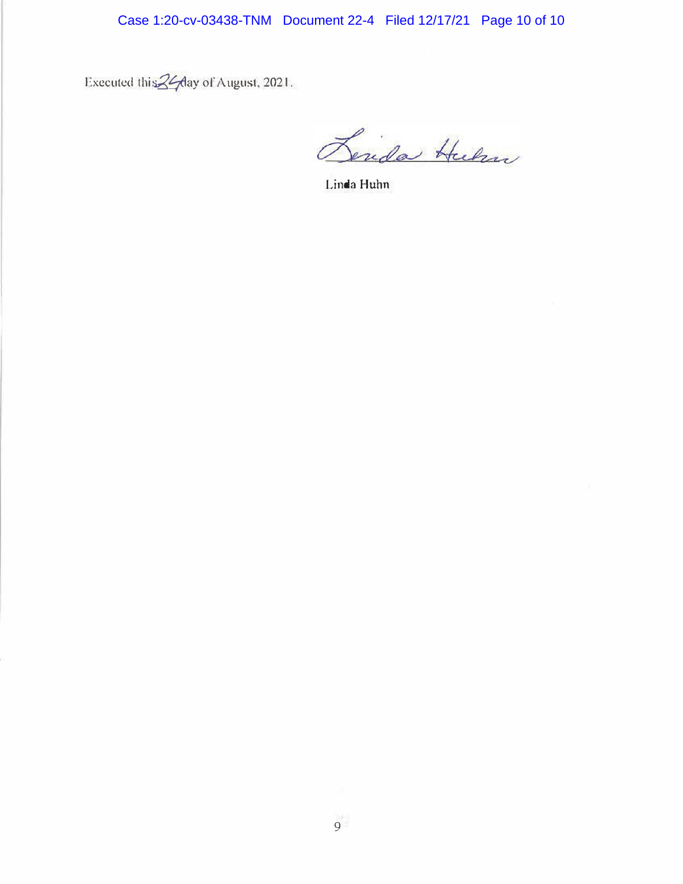Executed this 24 day of August, 2021.

Linda Huhn

Linda Huhn